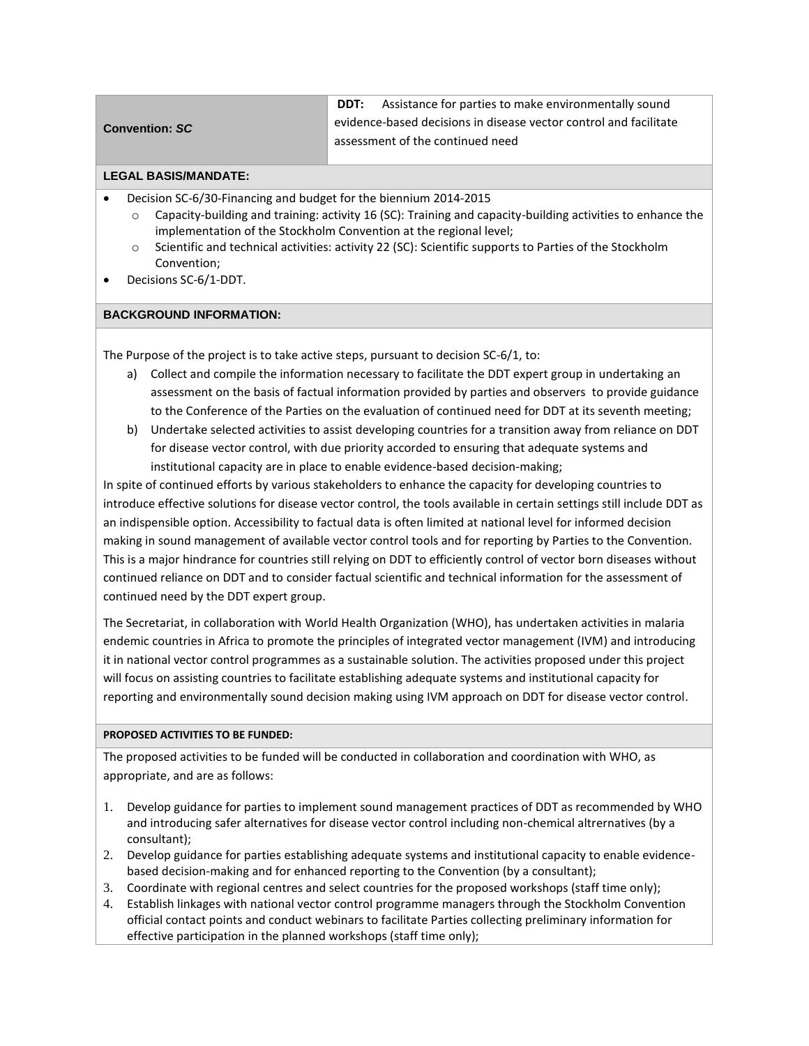| **Convention:** ***SC*** | **DDT:** Assistance for parties to make environmentally sound evidence-based decisions in disease vector control and facilitate assessment of the continued need |
|---|---|

**LEGAL BASIS/MANDATE:**

- Decision SC-6/30-Financing and budget for the biennium 2014-2015
  - Capacity-building and training: activity 16 (SC): Training and capacity-building activities to enhance the implementation of the Stockholm Convention at the regional level;
  - Scientific and technical activities: activity 22 (SC): Scientific supports to Parties of the Stockholm Convention;
- Decisions SC-6/1-DDT.

**BACKGROUND INFORMATION:**

The Purpose of the project is to take active steps, pursuant to decision SC-6/1, to:

a) Collect and compile the information necessary to facilitate the DDT expert group in undertaking an assessment on the basis of factual information provided by parties and observers to provide guidance to the Conference of the Parties on the evaluation of continued need for DDT at its seventh meeting;
b) Undertake selected activities to assist developing countries for a transition away from reliance on DDT for disease vector control, with due priority accorded to ensuring that adequate systems and institutional capacity are in place to enable evidence-based decision-making;

In spite of continued efforts by various stakeholders to enhance the capacity for developing countries to introduce effective solutions for disease vector control, the tools available in certain settings still include DDT as an indispensible option. Accessibility to factual data is often limited at national level for informed decision making in sound management of available vector control tools and for reporting by Parties to the Convention. This is a major hindrance for countries still relying on DDT to efficiently control of vector born diseases without continued reliance on DDT and to consider factual scientific and technical information for the assessment of continued need by the DDT expert group.

The Secretariat, in collaboration with World Health Organization (WHO), has undertaken activities in malaria endemic countries in Africa to promote the principles of integrated vector management (IVM) and introducing it in national vector control programmes as a sustainable solution. The activities proposed under this project will focus on assisting countries to facilitate establishing adequate systems and institutional capacity for reporting and environmentally sound decision making using IVM approach on DDT for disease vector control.

**PROPOSED ACTIVITIES TO BE FUNDED:**

The proposed activities to be funded will be conducted in collaboration and coordination with WHO, as appropriate, and are as follows:

1. Develop guidance for parties to implement sound management practices of DDT as recommended by WHO and introducing safer alternatives for disease vector control including non-chemical altrernatives (by a consultant);
2. Develop guidance for parties establishing adequate systems and institutional capacity to enable evidence-based decision-making and for enhanced reporting to the Convention (by a consultant);
3. Coordinate with regional centres and select countries for the proposed workshops (staff time only);
4. Establish linkages with national vector control programme managers through the Stockholm Convention official contact points and conduct webinars to facilitate Parties collecting preliminary information for effective participation in the planned workshops (staff time only);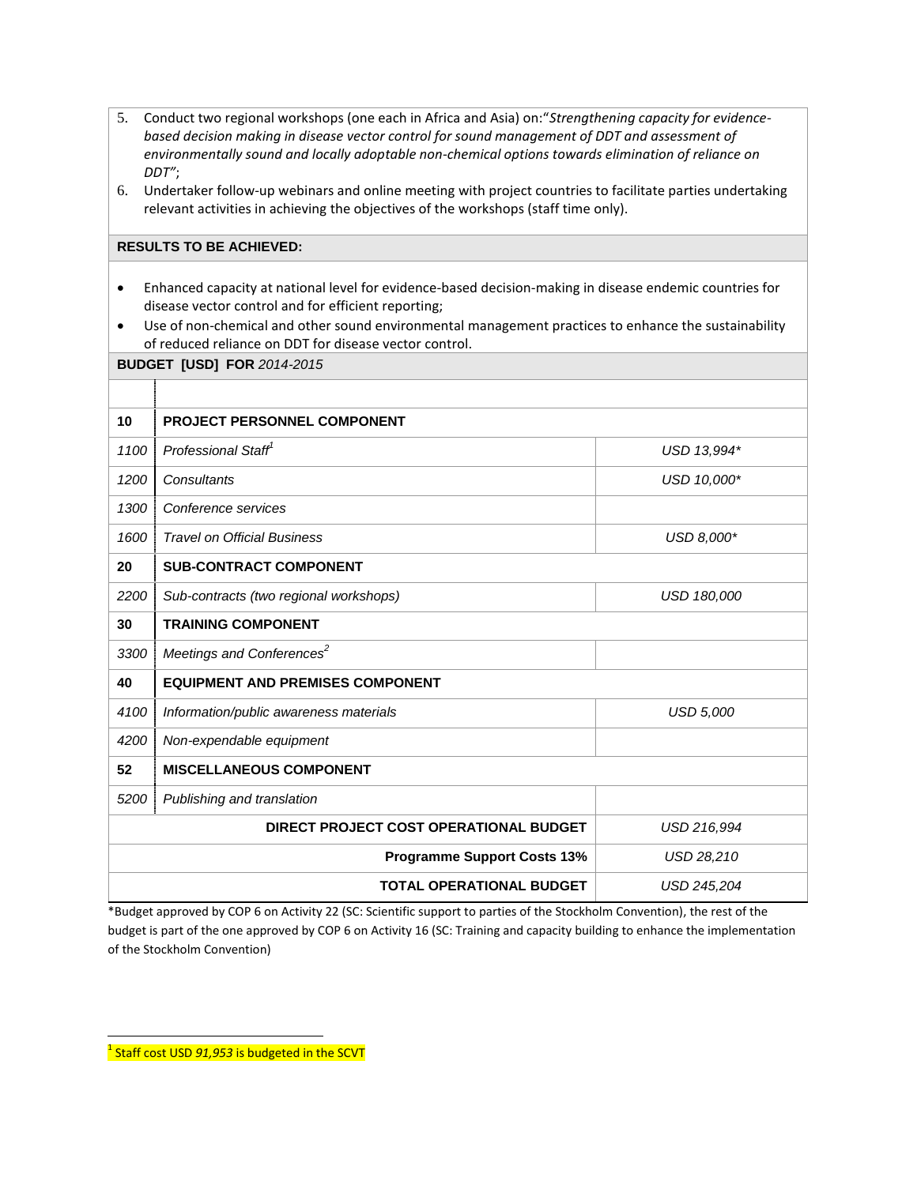5. Conduct two regional workshops (one each in Africa and Asia) on:"*Strengthening capacity for evidence-based decision making in disease vector control for sound management of DDT and assessment of environmentally sound and locally adoptable non-chemical options towards elimination of reliance on DDT"*;
6. Undertaker follow-up webinars and online meeting with project countries to facilitate parties undertaking relevant activities in achieving the objectives of the workshops (staff time only).

**RESULTS TO BE ACHIEVED:**

- Enhanced capacity at national level for evidence-based decision-making in disease endemic countries for disease vector control and for efficient reporting;
- Use of non-chemical and other sound environmental management practices to enhance the sustainability of reduced reliance on DDT for disease vector control.

**BUDGET [USD] FOR** *2014-2015*

| | | |
|---|---|---|
| | | |
| **10** | **PROJECT PERSONNEL COMPONENT** | |
| *1100* | *Professional Staff*[1] | *USD 13,994\** |
| *1200* | *Consultants* | *USD 10,000\** |
| *1300* | *Conference services* | |
| *1600* | *Travel on Official Business* | *USD 8,000\** |
| **20** | **SUB-CONTRACT COMPONENT** | |
| *2200* | *Sub-contracts (two regional workshops)* | *USD 180,000* |
| **30** | **TRAINING COMPONENT** | |
| *3300* | *Meetings and Conferences*[2] | |
| **40** | **EQUIPMENT AND PREMISES COMPONENT** | |
| *4100* | *Information/public awareness materials* | *USD 5,000* |
| *4200* | *Non-expendable equipment* | |
| **52** | **MISCELLANEOUS COMPONENT** | |
| *5200* | *Publishing and translation* | |
| | **DIRECT PROJECT COST OPERATIONAL BUDGET** | *USD 216,994* |
| | **Programme Support Costs 13%** | *USD 28,210* |
| | **TOTAL OPERATIONAL BUDGET** | *USD 245,204* |

*Budget approved by COP 6 on Activity 22 (SC: Scientific support to parties of the Stockholm Convention), the rest of the budget is part of the one approved by COP 6 on Activity 16 (SC: Training and capacity building to enhance the implementation of the Stockholm Convention)

[1] Staff cost USD *91,953* is budgeted in the SCVT